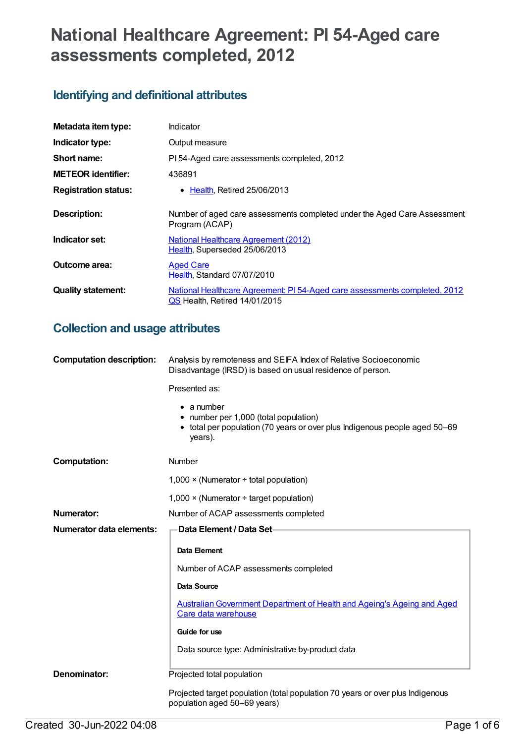# National Healthcare Agreement: PI 54-Aged care assessments completed, 2012

## Identifying and definitional attributes

| | |
|---|---|
| **Metadata item type:** | Indicator |
| **Indicator type:** | Output measure |
| **Short name:** | PI 54-Aged care assessments completed, 2012 |
| **METEOR identifier:** | 436891 |
| **Registration status:** | • Health, Retired 25/06/2013 |
| **Description:** | Number of aged care assessments completed under the Aged Care Assessment Program (ACAP) |
| **Indicator set:** | National Healthcare Agreement (2012)<br>Health, Superseded 25/06/2013 |
| **Outcome area:** | Aged Care<br>Health, Standard 07/07/2010 |
| **Quality statement:** | National Healthcare Agreement: PI 54-Aged care assessments completed, 2012 QS Health, Retired 14/01/2015 |

## Collection and usage attributes

**Computation description:**

Analysis by remoteness and SEIFA Index of Relative Socioeconomic Disadvantage (IRSD) is based on usual residence of person.

Presented as:

- a number
- number per 1,000 (total population)
- total per population (70 years or over plus Indigenous people aged 50–69 years).

**Computation:**

Number

1,000 × (Numerator ÷ total population)

1,000 × (Numerator ÷ target population)

**Numerator:**

Number of ACAP assessments completed

**Numerator data elements:**

**Data Element / Data Set**

**Data Element**

Number of ACAP assessments completed

**Data Source**

Australian Government Department of Health and Ageing's Ageing and Aged Care data warehouse

**Guide for use**

Data source type: Administrative by-product data

**Denominator:**

Projected total population

Projected target population (total population 70 years or over plus Indigenous population aged 50–69 years)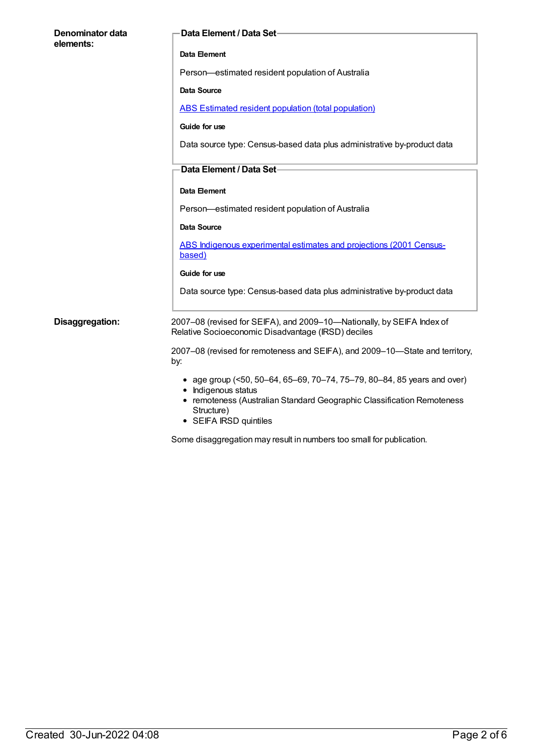**Denominator data elements:**

**Data Element / Data Set**

**Data Element**

Person—estimated resident population of Australia

**Data Source**

[ABS Estimated resident population (total population)]

**Guide for use**

Data source type: Census-based data plus administrative by-product data

**Data Element / Data Set**

**Data Element**

Person—estimated resident population of Australia

**Data Source**

[ABS Indigenous experimental estimates and projections (2001 Census-based)]

**Guide for use**

Data source type: Census-based data plus administrative by-product data

**Disaggregation:**

2007–08 (revised for SEIFA), and 2009–10—Nationally, by SEIFA Index of Relative Socioeconomic Disadvantage (IRSD) deciles

2007–08 (revised for remoteness and SEIFA), and 2009–10—State and territory, by:

- age group (<50, 50–64, 65–69, 70–74, 75–79, 80–84, 85 years and over)
- Indigenous status
- remoteness (Australian Standard Geographic Classification Remoteness Structure)
- SEIFA IRSD quintiles

Some disaggregation may result in numbers too small for publication.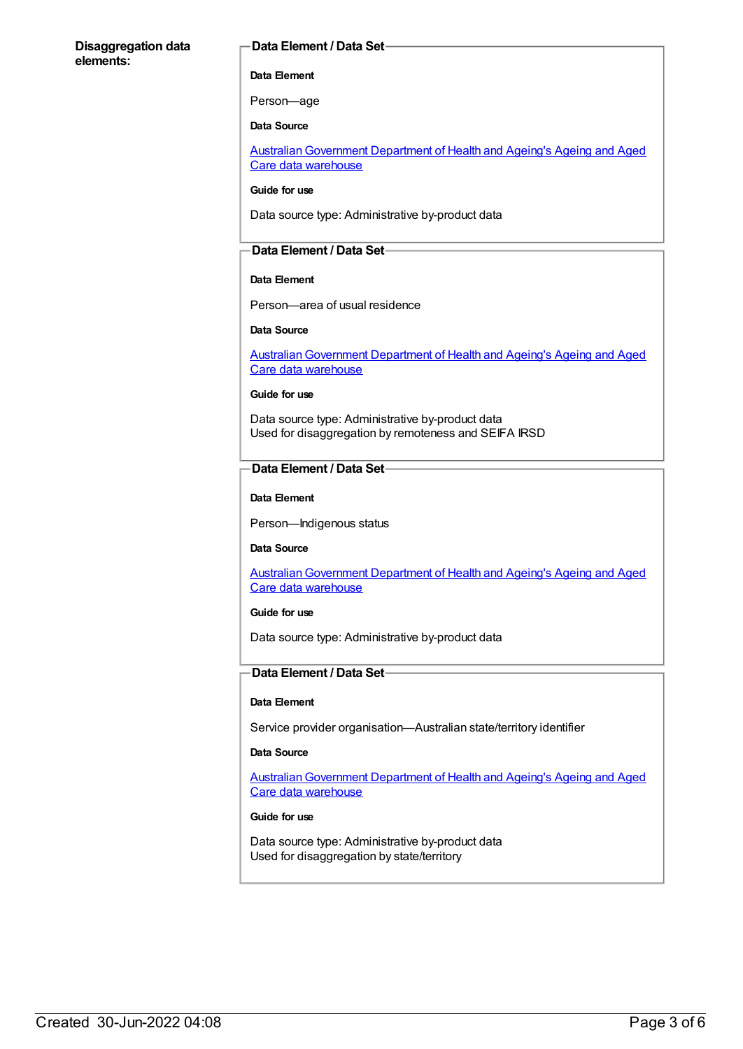**Disaggregation data elements:**

**Data Element / Data Set**

**Data Element**

Person—age

**Data Source**

Australian Government Department of Health and Ageing's Ageing and Aged Care data warehouse

**Guide for use**

Data source type: Administrative by-product data

**Data Element / Data Set**

**Data Element**

Person—area of usual residence

**Data Source**

Australian Government Department of Health and Ageing's Ageing and Aged Care data warehouse

**Guide for use**

Data source type: Administrative by-product data
Used for disaggregation by remoteness and SEIFA IRSD

**Data Element / Data Set**

**Data Element**

Person—Indigenous status

**Data Source**

Australian Government Department of Health and Ageing's Ageing and Aged Care data warehouse

**Guide for use**

Data source type: Administrative by-product data

**Data Element / Data Set**

**Data Element**

Service provider organisation—Australian state/territory identifier

**Data Source**

Australian Government Department of Health and Ageing's Ageing and Aged Care data warehouse

**Guide for use**

Data source type: Administrative by-product data
Used for disaggregation by state/territory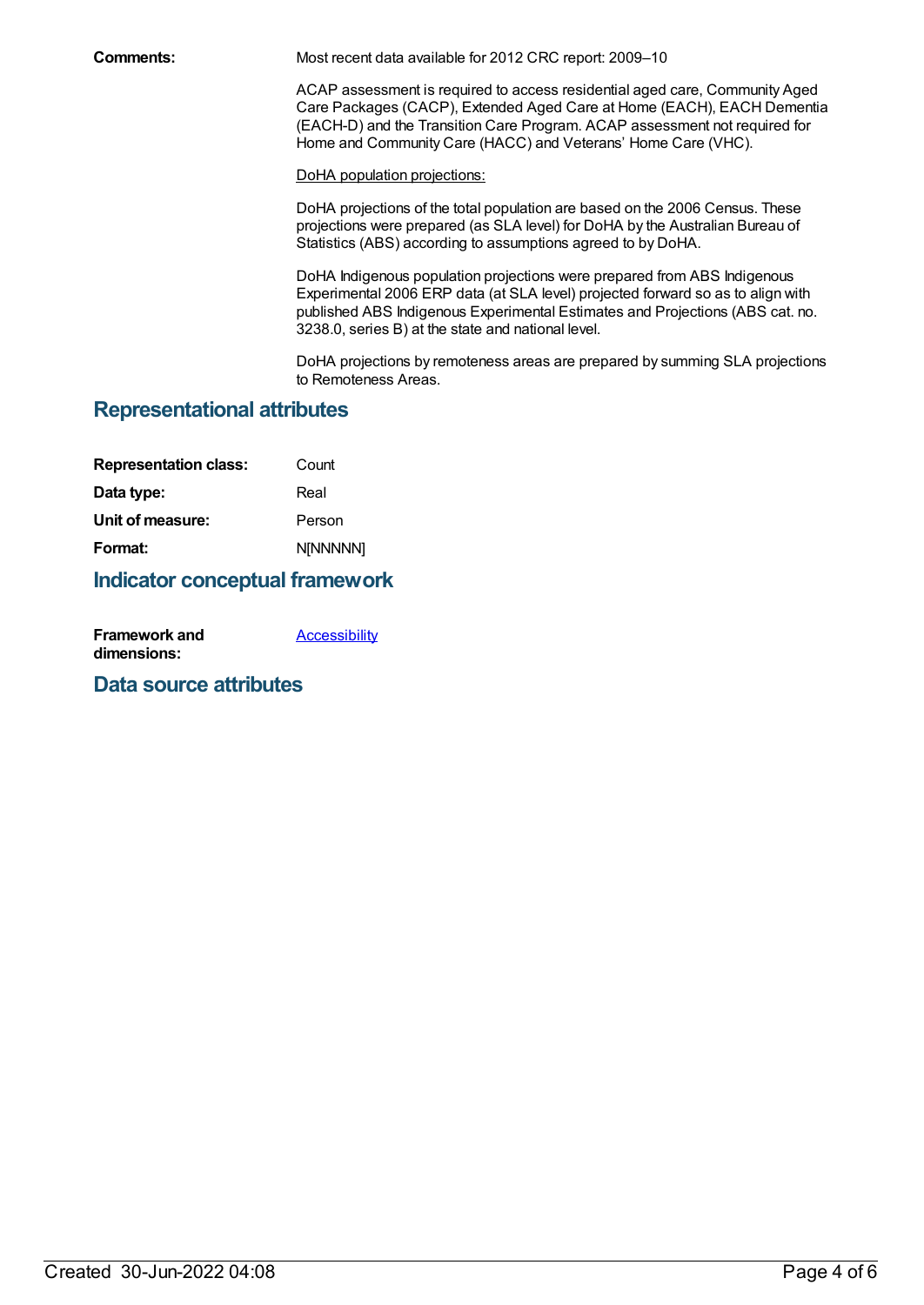**Comments:** Most recent data available for 2012 CRC report: 2009–10

ACAP assessment is required to access residential aged care, Community Aged Care Packages (CACP), Extended Aged Care at Home (EACH), EACH Dementia (EACH-D) and the Transition Care Program. ACAP assessment not required for Home and Community Care (HACC) and Veterans' Home Care (VHC).

DoHA population projections:

DoHA projections of the total population are based on the 2006 Census. These projections were prepared (as SLA level) for DoHA by the Australian Bureau of Statistics (ABS) according to assumptions agreed to by DoHA.

DoHA Indigenous population projections were prepared from ABS Indigenous Experimental 2006 ERP data (at SLA level) projected forward so as to align with published ABS Indigenous Experimental Estimates and Projections (ABS cat. no. 3238.0, series B) at the state and national level.

DoHA projections by remoteness areas are prepared by summing SLA projections to Remoteness Areas.

## Representational attributes

**Representation class:** Count

**Data type:** Real

**Unit of measure:** Person

**Format:** N[NNNNN]

## Indicator conceptual framework

**Framework and dimensions:** Accessibility

## Data source attributes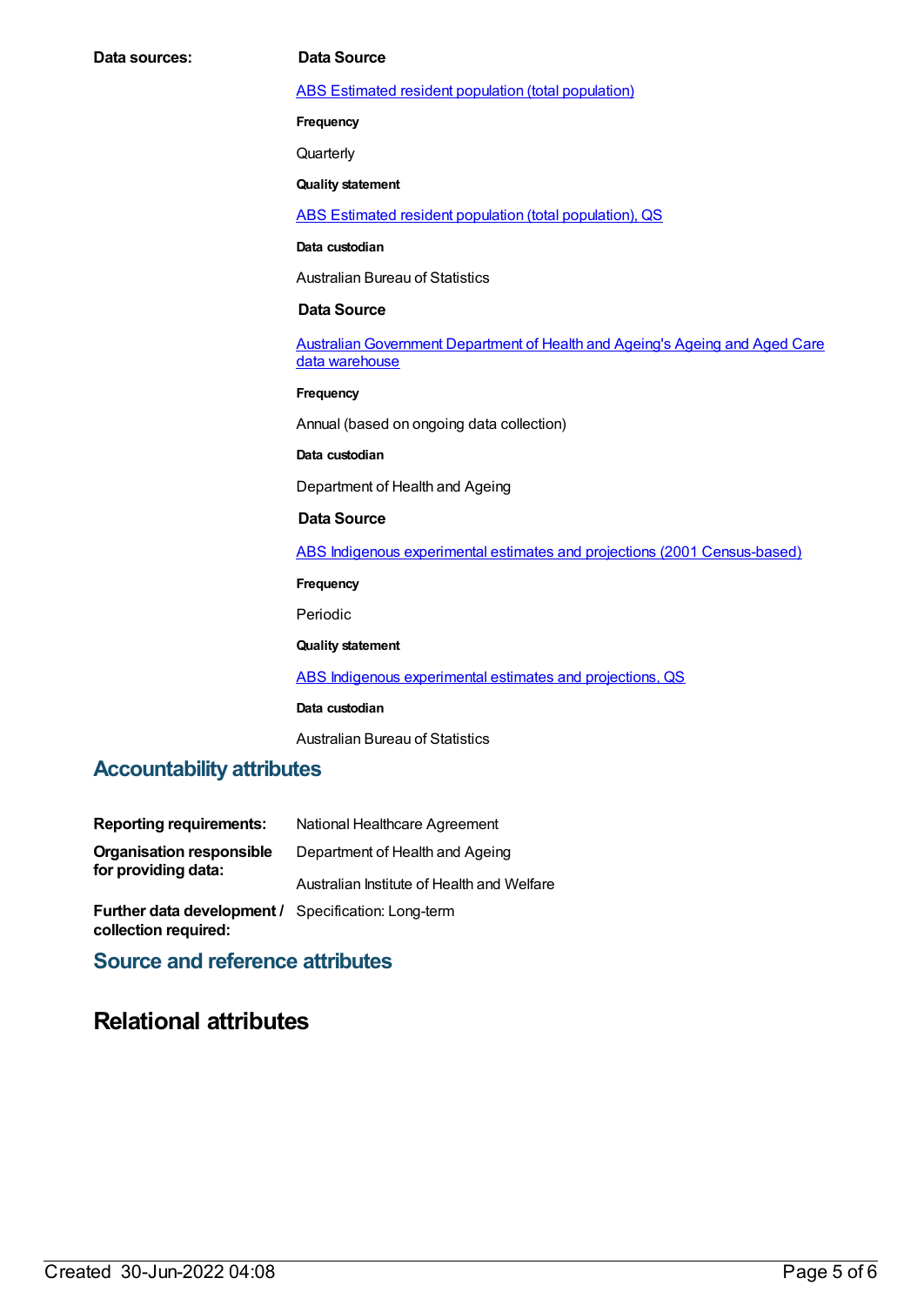**Data sources:**

**Data Source**

ABS Estimated resident population (total population)

**Frequency**

Quarterly

**Quality statement**

ABS Estimated resident population (total population), QS

**Data custodian**

Australian Bureau of Statistics

**Data Source**

Australian Government Department of Health and Ageing's Ageing and Aged Care data warehouse

**Frequency**

Annual (based on ongoing data collection)

**Data custodian**

Department of Health and Ageing

**Data Source**

ABS Indigenous experimental estimates and projections (2001 Census-based)

**Frequency**

Periodic

**Quality statement**

ABS Indigenous experimental estimates and projections, QS

**Data custodian**

Australian Bureau of Statistics

## Accountability attributes

**Reporting requirements:** National Healthcare Agreement

**Organisation responsible for providing data:** Department of Health and Ageing

Australian Institute of Health and Welfare

**Further data development / collection required:** Specification: Long-term

## Source and reference attributes

# Relational attributes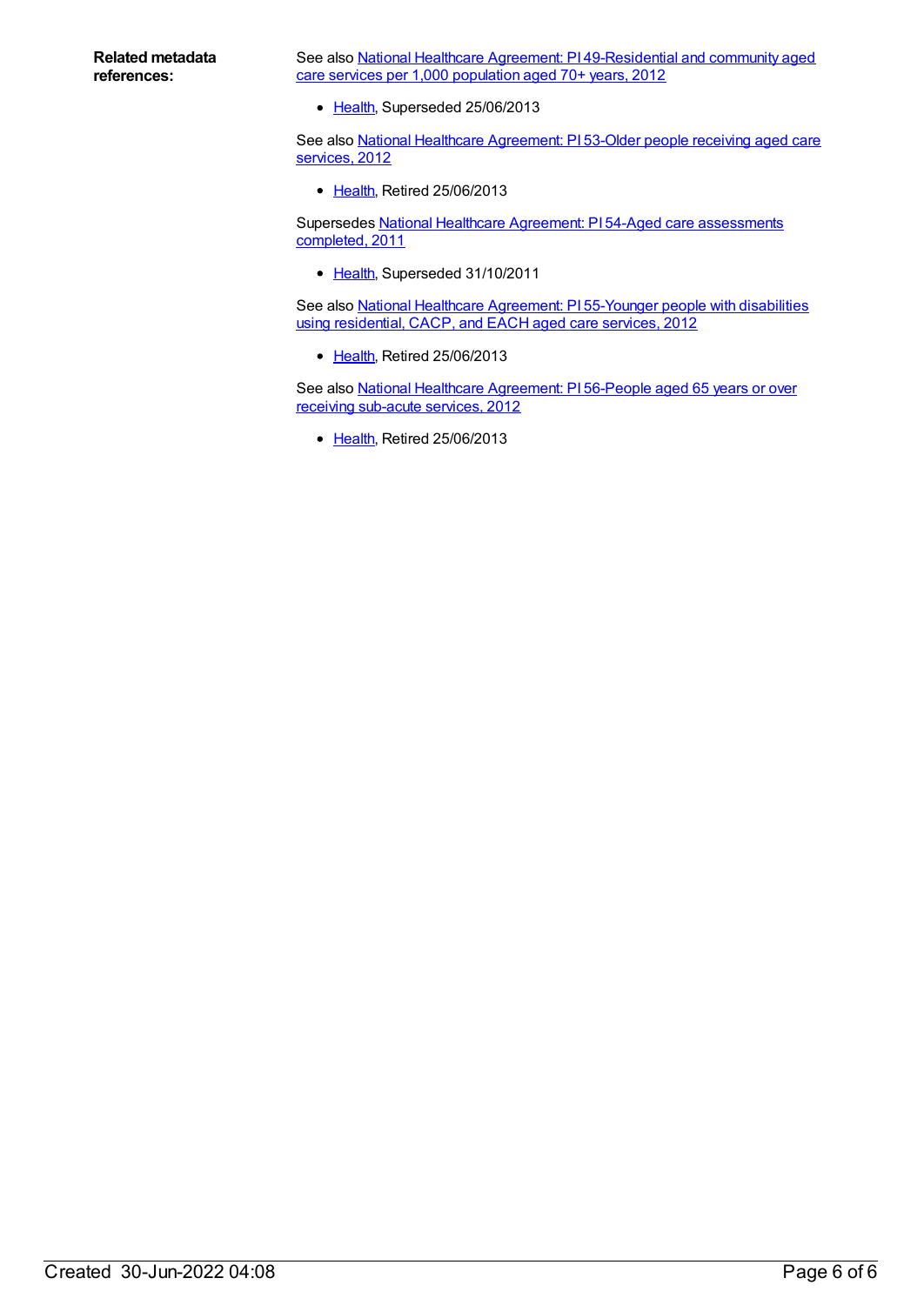**Related metadata references:**

See also National Healthcare Agreement: PI 49-Residential and community aged care services per 1,000 population aged 70+ years, 2012

- Health, Superseded 25/06/2013

See also National Healthcare Agreement: PI 53-Older people receiving aged care services, 2012

- Health, Retired 25/06/2013

Supersedes National Healthcare Agreement: PI 54-Aged care assessments completed, 2011

- Health, Superseded 31/10/2011

See also National Healthcare Agreement: PI 55-Younger people with disabilities using residential, CACP, and EACH aged care services, 2012

- Health, Retired 25/06/2013

See also National Healthcare Agreement: PI 56-People aged 65 years or over receiving sub-acute services, 2012

- Health, Retired 25/06/2013